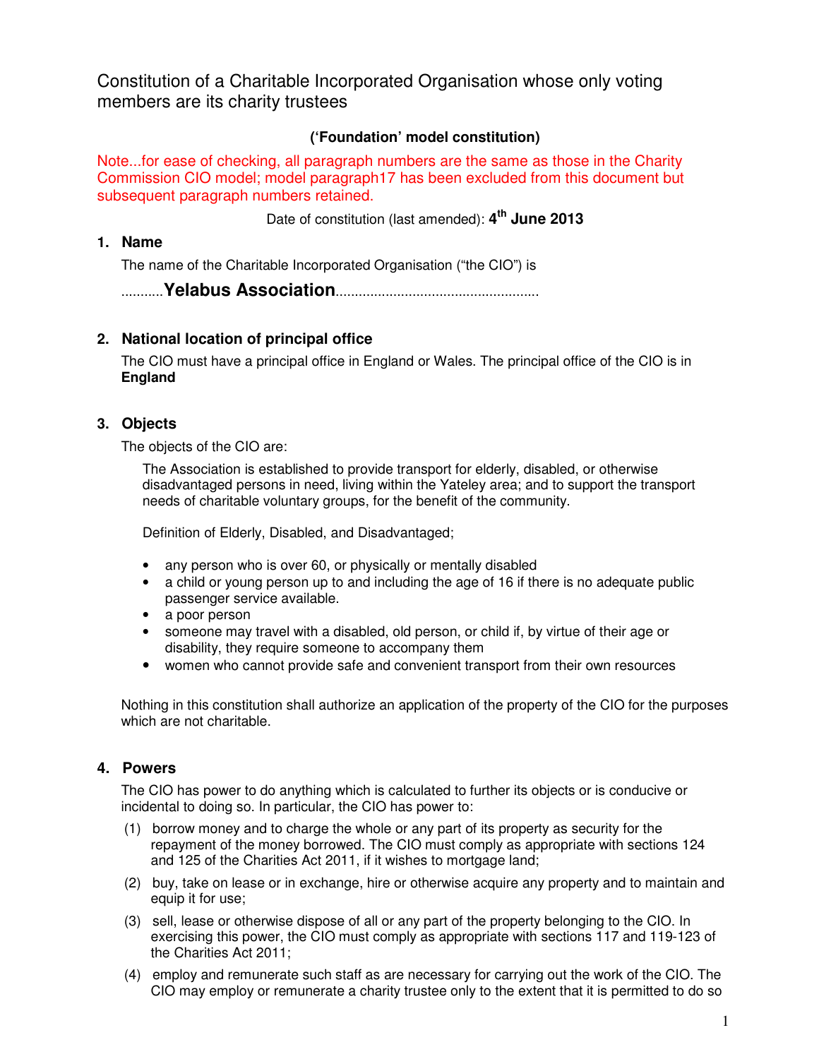# Constitution of a Charitable Incorporated Organisation whose only voting members are its charity trustees

**(‘Foundation’ model constitution)**

Note...for ease of checking, all paragraph numbers are the same as those in the Charity Commission CIO model; model paragraph17 has been excluded from this document but subsequent paragraph numbers retained.

Date of constitution (last amended): **4th June 2013**

## 1. Name

The name of the Charitable Incorporated Organisation (“the CIO”) is

...........**Yelabus Association**....................................................

## 2. National location of principal office

The CIO must have a principal office in England or Wales. The principal office of the CIO is in **England**

## 3. Objects

The objects of the CIO are:

The Association is established to provide transport for elderly, disabled, or otherwise disadvantaged persons in need, living within the Yateley area; and to support the transport needs of charitable voluntary groups, for the benefit of the community.

Definition of Elderly, Disabled, and Disadvantaged;

- any person who is over 60, or physically or mentally disabled
- a child or young person up to and including the age of 16 if there is no adequate public passenger service available.
- a poor person
- someone may travel with a disabled, old person, or child if, by virtue of their age or disability, they require someone to accompany them
- women who cannot provide safe and convenient transport from their own resources

Nothing in this constitution shall authorize an application of the property of the CIO for the purposes which are not charitable.

## 4. Powers

The CIO has power to do anything which is calculated to further its objects or is conducive or incidental to doing so. In particular, the CIO has power to:

(1) borrow money and to charge the whole or any part of its property as security for the repayment of the money borrowed. The CIO must comply as appropriate with sections 124 and 125 of the Charities Act 2011, if it wishes to mortgage land;

(2) buy, take on lease or in exchange, hire or otherwise acquire any property and to maintain and equip it for use;

(3) sell, lease or otherwise dispose of all or any part of the property belonging to the CIO. In exercising this power, the CIO must comply as appropriate with sections 117 and 119-123 of the Charities Act 2011;

(4) employ and remunerate such staff as are necessary for carrying out the work of the CIO. The CIO may employ or remunerate a charity trustee only to the extent that it is permitted to do so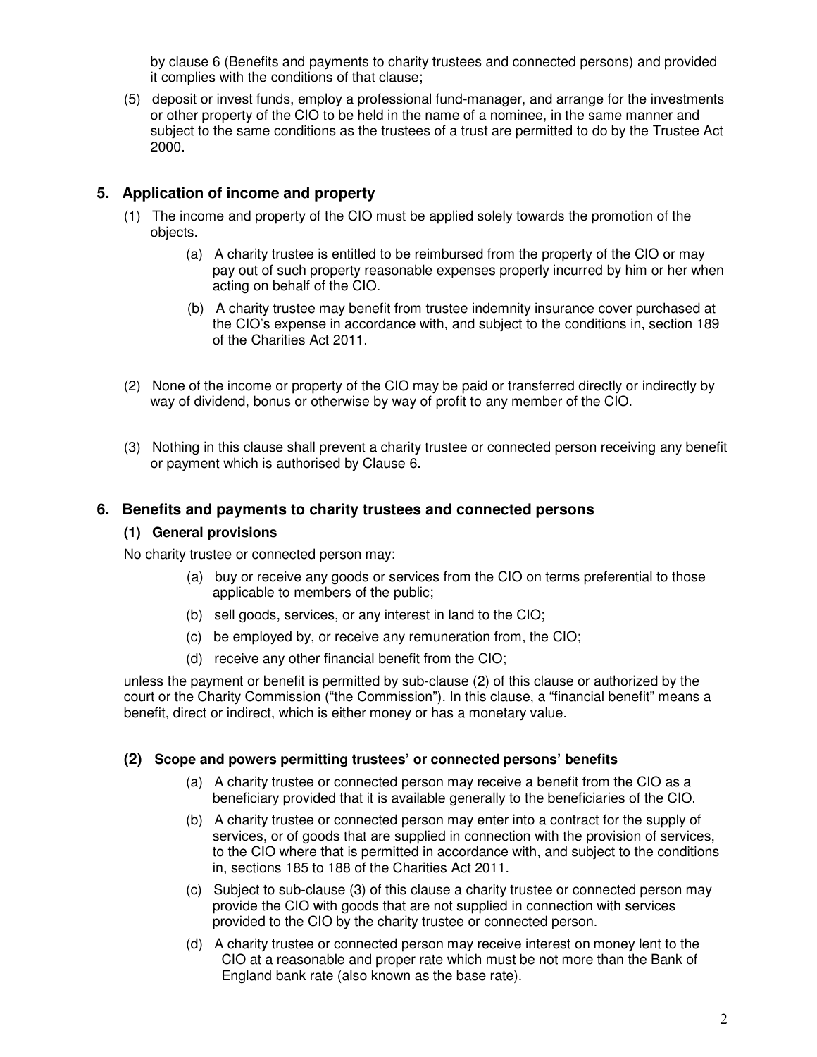by clause 6 (Benefits and payments to charity trustees and connected persons) and provided it complies with the conditions of that clause;

(5) deposit or invest funds, employ a professional fund-manager, and arrange for the investments or other property of the CIO to be held in the name of a nominee, in the same manner and subject to the same conditions as the trustees of a trust are permitted to do by the Trustee Act 2000.

## 5. Application of income and property

(1) The income and property of the CIO must be applied solely towards the promotion of the objects.

- (a) A charity trustee is entitled to be reimbursed from the property of the CIO or may pay out of such property reasonable expenses properly incurred by him or her when acting on behalf of the CIO.
- (b) A charity trustee may benefit from trustee indemnity insurance cover purchased at the CIO's expense in accordance with, and subject to the conditions in, section 189 of the Charities Act 2011.

(2) None of the income or property of the CIO may be paid or transferred directly or indirectly by way of dividend, bonus or otherwise by way of profit to any member of the CIO.

(3) Nothing in this clause shall prevent a charity trustee or connected person receiving any benefit or payment which is authorised by Clause 6.

## 6. Benefits and payments to charity trustees and connected persons

### (1) General provisions

No charity trustee or connected person may:

- (a) buy or receive any goods or services from the CIO on terms preferential to those applicable to members of the public;
- (b) sell goods, services, or any interest in land to the CIO;
- (c) be employed by, or receive any remuneration from, the CIO;
- (d) receive any other financial benefit from the CIO;

unless the payment or benefit is permitted by sub-clause (2) of this clause or authorized by the court or the Charity Commission ("the Commission"). In this clause, a "financial benefit" means a benefit, direct or indirect, which is either money or has a monetary value.

### (2) Scope and powers permitting trustees' or connected persons' benefits

- (a) A charity trustee or connected person may receive a benefit from the CIO as a beneficiary provided that it is available generally to the beneficiaries of the CIO.
- (b) A charity trustee or connected person may enter into a contract for the supply of services, or of goods that are supplied in connection with the provision of services, to the CIO where that is permitted in accordance with, and subject to the conditions in, sections 185 to 188 of the Charities Act 2011.
- (c) Subject to sub-clause (3) of this clause a charity trustee or connected person may provide the CIO with goods that are not supplied in connection with services provided to the CIO by the charity trustee or connected person.
- (d) A charity trustee or connected person may receive interest on money lent to the CIO at a reasonable and proper rate which must be not more than the Bank of England bank rate (also known as the base rate).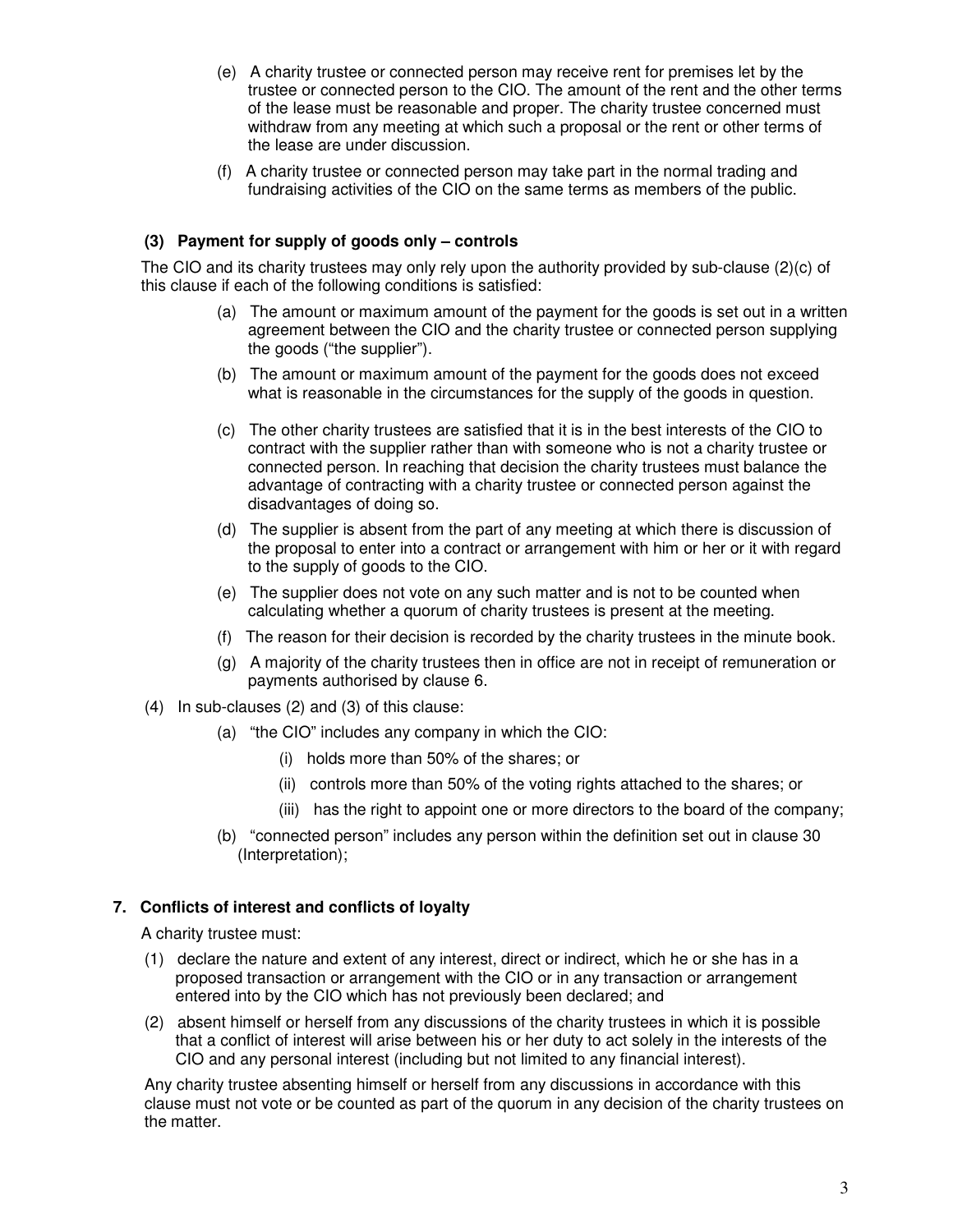(e) A charity trustee or connected person may receive rent for premises let by the trustee or connected person to the CIO. The amount of the rent and the other terms of the lease must be reasonable and proper. The charity trustee concerned must withdraw from any meeting at which such a proposal or the rent or other terms of the lease are under discussion.

(f) A charity trustee or connected person may take part in the normal trading and fundraising activities of the CIO on the same terms as members of the public.

**(3) Payment for supply of goods only – controls**

The CIO and its charity trustees may only rely upon the authority provided by sub-clause (2)(c) of this clause if each of the following conditions is satisfied:

(a) The amount or maximum amount of the payment for the goods is set out in a written agreement between the CIO and the charity trustee or connected person supplying the goods ("the supplier").

(b) The amount or maximum amount of the payment for the goods does not exceed what is reasonable in the circumstances for the supply of the goods in question.

(c) The other charity trustees are satisfied that it is in the best interests of the CIO to contract with the supplier rather than with someone who is not a charity trustee or connected person. In reaching that decision the charity trustees must balance the advantage of contracting with a charity trustee or connected person against the disadvantages of doing so.

(d) The supplier is absent from the part of any meeting at which there is discussion of the proposal to enter into a contract or arrangement with him or her or it with regard to the supply of goods to the CIO.

(e) The supplier does not vote on any such matter and is not to be counted when calculating whether a quorum of charity trustees is present at the meeting.

(f) The reason for their decision is recorded by the charity trustees in the minute book.

(g) A majority of the charity trustees then in office are not in receipt of remuneration or payments authorised by clause 6.

(4) In sub-clauses (2) and (3) of this clause:

(a) "the CIO" includes any company in which the CIO:

(i) holds more than 50% of the shares; or

(ii) controls more than 50% of the voting rights attached to the shares; or

(iii) has the right to appoint one or more directors to the board of the company;

(b) "connected person" includes any person within the definition set out in clause 30 (Interpretation);

## 7. Conflicts of interest and conflicts of loyalty

A charity trustee must:

(1) declare the nature and extent of any interest, direct or indirect, which he or she has in a proposed transaction or arrangement with the CIO or in any transaction or arrangement entered into by the CIO which has not previously been declared; and

(2) absent himself or herself from any discussions of the charity trustees in which it is possible that a conflict of interest will arise between his or her duty to act solely in the interests of the CIO and any personal interest (including but not limited to any financial interest).

Any charity trustee absenting himself or herself from any discussions in accordance with this clause must not vote or be counted as part of the quorum in any decision of the charity trustees on the matter.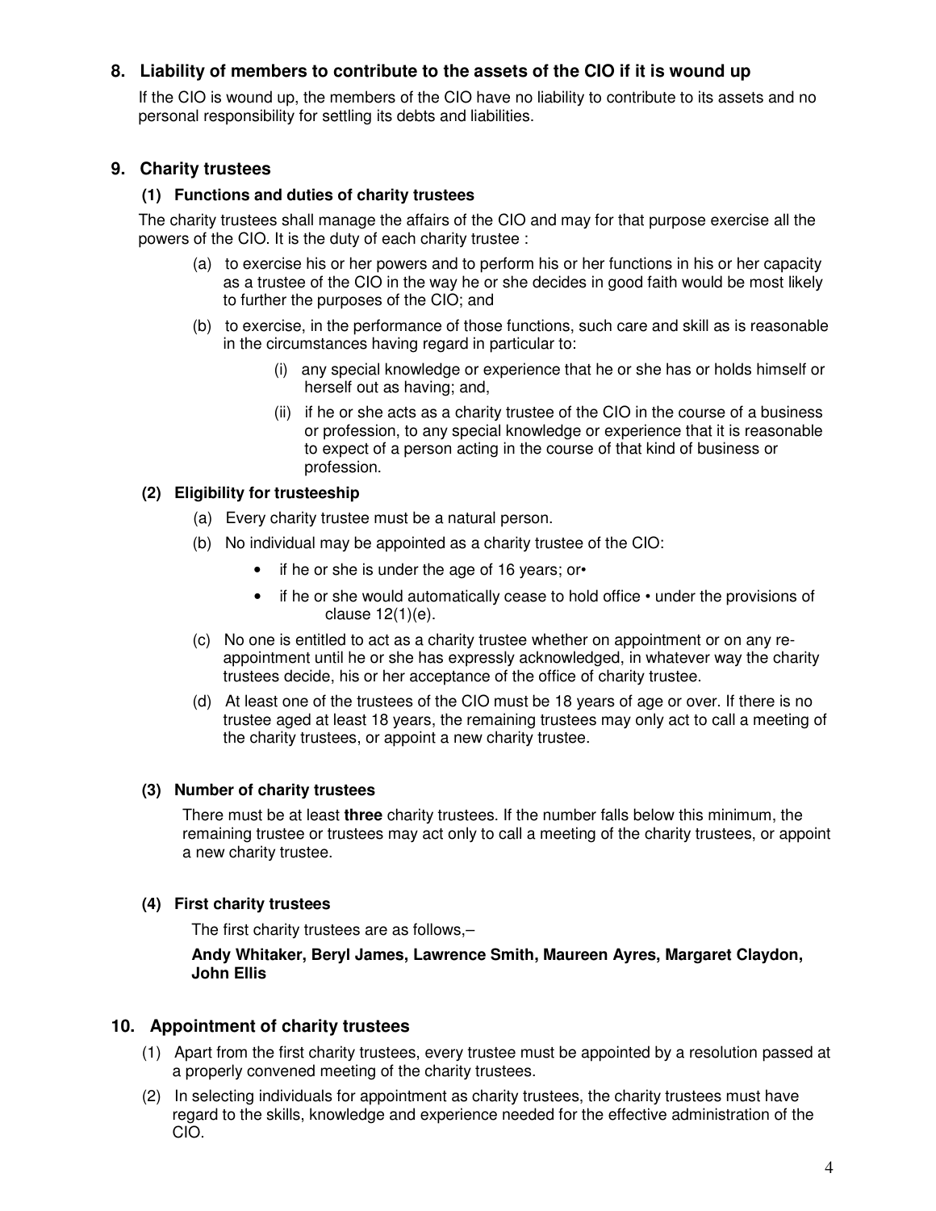## 8. Liability of members to contribute to the assets of the CIO if it is wound up

If the CIO is wound up, the members of the CIO have no liability to contribute to its assets and no personal responsibility for settling its debts and liabilities.

## 9. Charity trustees

### (1) Functions and duties of charity trustees

The charity trustees shall manage the affairs of the CIO and may for that purpose exercise all the powers of the CIO. It is the duty of each charity trustee :

(a) to exercise his or her powers and to perform his or her functions in his or her capacity as a trustee of the CIO in the way he or she decides in good faith would be most likely to further the purposes of the CIO; and

(b) to exercise, in the performance of those functions, such care and skill as is reasonable in the circumstances having regard in particular to:

(i) any special knowledge or experience that he or she has or holds himself or herself out as having; and,

(ii) if he or she acts as a charity trustee of the CIO in the course of a business or profession, to any special knowledge or experience that it is reasonable to expect of a person acting in the course of that kind of business or profession.

### (2) Eligibility for trusteeship

(a) Every charity trustee must be a natural person.

(b) No individual may be appointed as a charity trustee of the CIO:

- if he or she is under the age of 16 years; or•
- if he or she would automatically cease to hold office • under the provisions of clause 12(1)(e).

(c) No one is entitled to act as a charity trustee whether on appointment or on any re-appointment until he or she has expressly acknowledged, in whatever way the charity trustees decide, his or her acceptance of the office of charity trustee.

(d) At least one of the trustees of the CIO must be 18 years of age or over. If there is no trustee aged at least 18 years, the remaining trustees may only act to call a meeting of the charity trustees, or appoint a new charity trustee.

### (3) Number of charity trustees

There must be at least **three** charity trustees. If the number falls below this minimum, the remaining trustee or trustees may act only to call a meeting of the charity trustees, or appoint a new charity trustee.

### (4) First charity trustees

The first charity trustees are as follows,–

**Andy Whitaker, Beryl James, Lawrence Smith, Maureen Ayres, Margaret Claydon, John Ellis**

## 10. Appointment of charity trustees

(1) Apart from the first charity trustees, every trustee must be appointed by a resolution passed at a properly convened meeting of the charity trustees.

(2) In selecting individuals for appointment as charity trustees, the charity trustees must have regard to the skills, knowledge and experience needed for the effective administration of the CIO.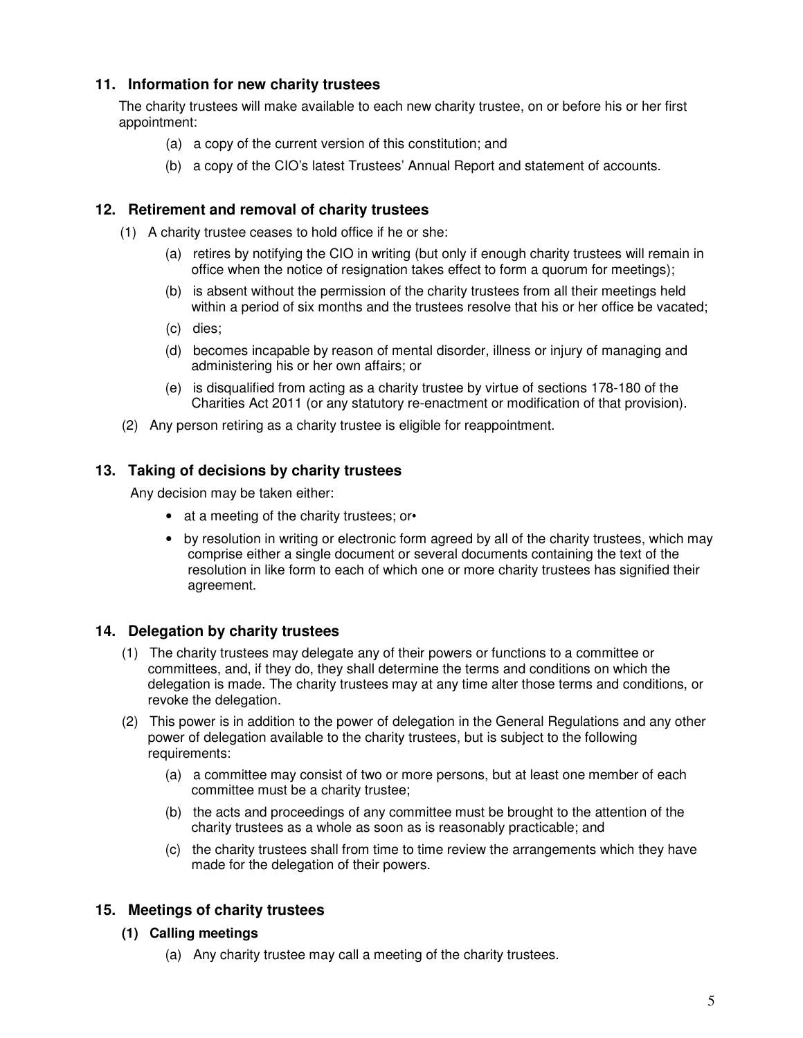## 11. Information for new charity trustees

The charity trustees will make available to each new charity trustee, on or before his or her first appointment:

(a) a copy of the current version of this constitution; and

(b) a copy of the CIO's latest Trustees' Annual Report and statement of accounts.

## 12. Retirement and removal of charity trustees

(1) A charity trustee ceases to hold office if he or she:

(a) retires by notifying the CIO in writing (but only if enough charity trustees will remain in office when the notice of resignation takes effect to form a quorum for meetings);

(b) is absent without the permission of the charity trustees from all their meetings held within a period of six months and the trustees resolve that his or her office be vacated;

(c) dies;

(d) becomes incapable by reason of mental disorder, illness or injury of managing and administering his or her own affairs; or

(e) is disqualified from acting as a charity trustee by virtue of sections 178-180 of the Charities Act 2011 (or any statutory re-enactment or modification of that provision).

(2) Any person retiring as a charity trustee is eligible for reappointment.

## 13. Taking of decisions by charity trustees

Any decision may be taken either:

- at a meeting of the charity trustees; or•
- by resolution in writing or electronic form agreed by all of the charity trustees, which may comprise either a single document or several documents containing the text of the resolution in like form to each of which one or more charity trustees has signified their agreement.

## 14. Delegation by charity trustees

(1) The charity trustees may delegate any of their powers or functions to a committee or committees, and, if they do, they shall determine the terms and conditions on which the delegation is made. The charity trustees may at any time alter those terms and conditions, or revoke the delegation.

(2) This power is in addition to the power of delegation in the General Regulations and any other power of delegation available to the charity trustees, but is subject to the following requirements:

(a) a committee may consist of two or more persons, but at least one member of each committee must be a charity trustee;

(b) the acts and proceedings of any committee must be brought to the attention of the charity trustees as a whole as soon as is reasonably practicable; and

(c) the charity trustees shall from time to time review the arrangements which they have made for the delegation of their powers.

## 15. Meetings of charity trustees

### (1) Calling meetings

(a) Any charity trustee may call a meeting of the charity trustees.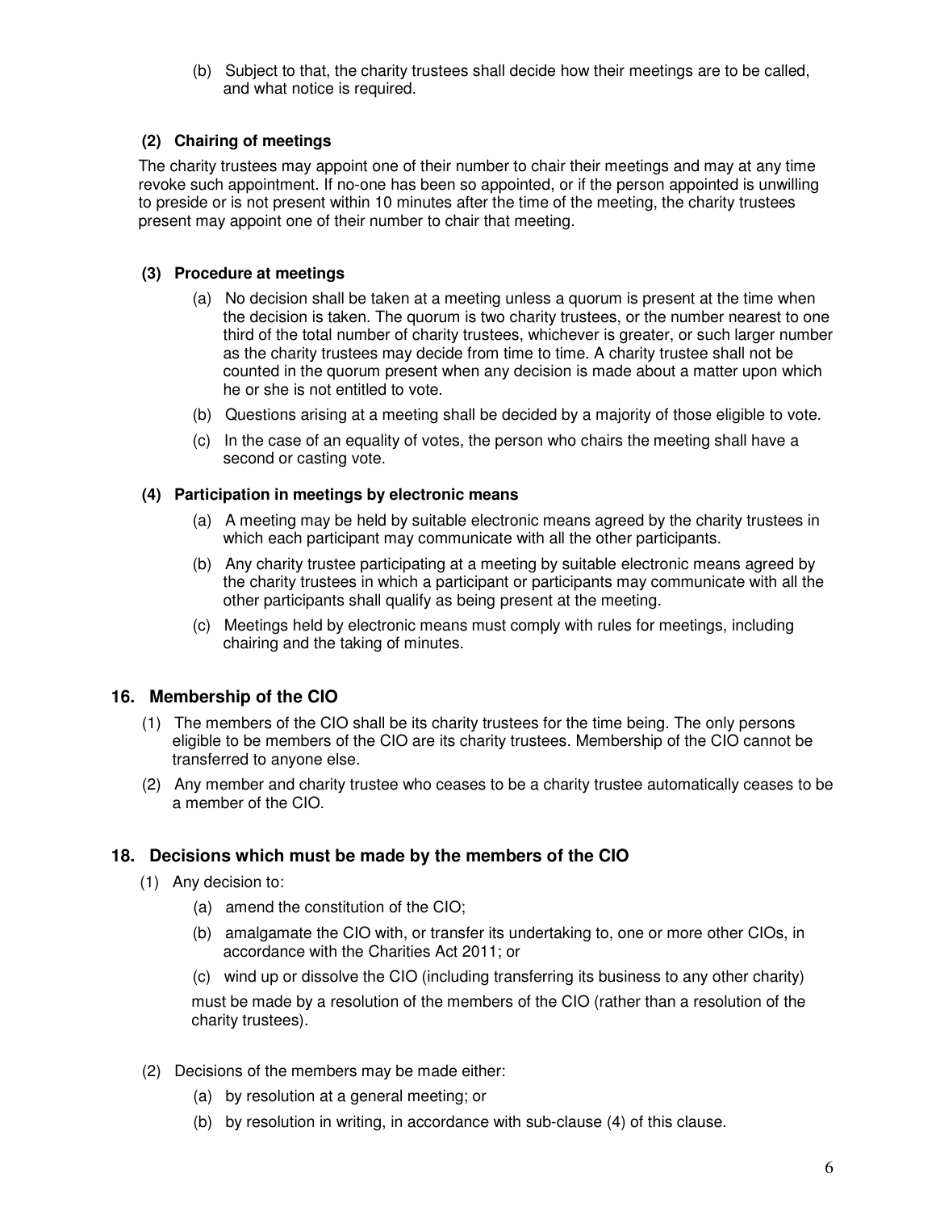(b) Subject to that, the charity trustees shall decide how their meetings are to be called, and what notice is required.

#### (2) Chairing of meetings

The charity trustees may appoint one of their number to chair their meetings and may at any time revoke such appointment. If no-one has been so appointed, or if the person appointed is unwilling to preside or is not present within 10 minutes after the time of the meeting, the charity trustees present may appoint one of their number to chair that meeting.

#### (3) Procedure at meetings

(a) No decision shall be taken at a meeting unless a quorum is present at the time when the decision is taken. The quorum is two charity trustees, or the number nearest to one third of the total number of charity trustees, whichever is greater, or such larger number as the charity trustees may decide from time to time. A charity trustee shall not be counted in the quorum present when any decision is made about a matter upon which he or she is not entitled to vote.

(b) Questions arising at a meeting shall be decided by a majority of those eligible to vote.

(c) In the case of an equality of votes, the person who chairs the meeting shall have a second or casting vote.

#### (4) Participation in meetings by electronic means

(a) A meeting may be held by suitable electronic means agreed by the charity trustees in which each participant may communicate with all the other participants.

(b) Any charity trustee participating at a meeting by suitable electronic means agreed by the charity trustees in which a participant or participants may communicate with all the other participants shall qualify as being present at the meeting.

(c) Meetings held by electronic means must comply with rules for meetings, including chairing and the taking of minutes.

### 16. Membership of the CIO

(1) The members of the CIO shall be its charity trustees for the time being. The only persons eligible to be members of the CIO are its charity trustees. Membership of the CIO cannot be transferred to anyone else.

(2) Any member and charity trustee who ceases to be a charity trustee automatically ceases to be a member of the CIO.

### 18. Decisions which must be made by the members of the CIO

(1) Any decision to:

(a) amend the constitution of the CIO;

(b) amalgamate the CIO with, or transfer its undertaking to, one or more other CIOs, in accordance with the Charities Act 2011; or

(c) wind up or dissolve the CIO (including transferring its business to any other charity)

must be made by a resolution of the members of the CIO (rather than a resolution of the charity trustees).

(2) Decisions of the members may be made either:

(a) by resolution at a general meeting; or

(b) by resolution in writing, in accordance with sub-clause (4) of this clause.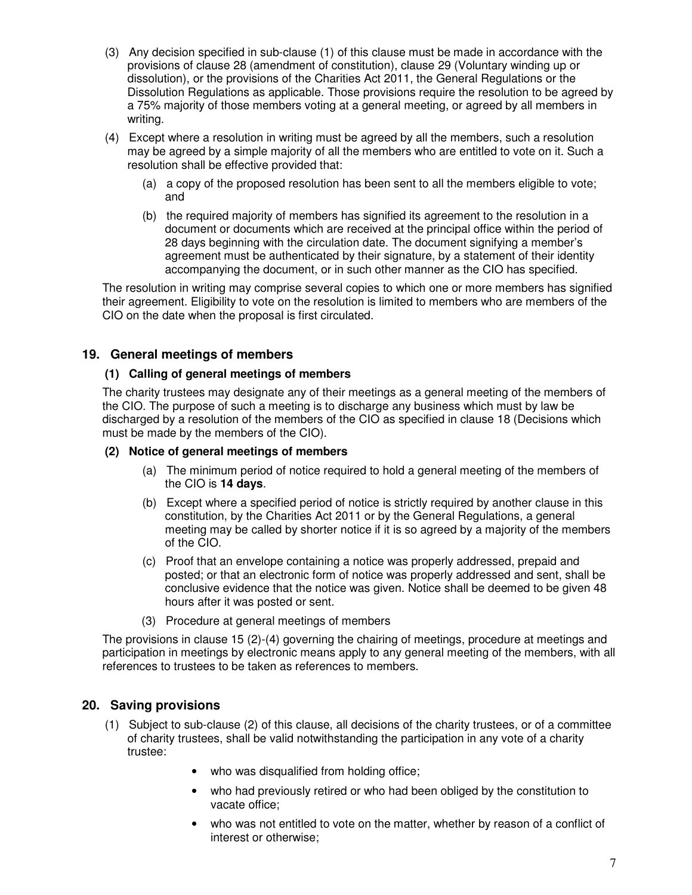(3) Any decision specified in sub-clause (1) of this clause must be made in accordance with the provisions of clause 28 (amendment of constitution), clause 29 (Voluntary winding up or dissolution), or the provisions of the Charities Act 2011, the General Regulations or the Dissolution Regulations as applicable. Those provisions require the resolution to be agreed by a 75% majority of those members voting at a general meeting, or agreed by all members in writing.

(4) Except where a resolution in writing must be agreed by all the members, such a resolution may be agreed by a simple majority of all the members who are entitled to vote on it. Such a resolution shall be effective provided that:

- (a) a copy of the proposed resolution has been sent to all the members eligible to vote; and
- (b) the required majority of members has signified its agreement to the resolution in a document or documents which are received at the principal office within the period of 28 days beginning with the circulation date. The document signifying a member's agreement must be authenticated by their signature, by a statement of their identity accompanying the document, or in such other manner as the CIO has specified.

The resolution in writing may comprise several copies to which one or more members has signified their agreement. Eligibility to vote on the resolution is limited to members who are members of the CIO on the date when the proposal is first circulated.

## 19. General meetings of members

### (1) Calling of general meetings of members

The charity trustees may designate any of their meetings as a general meeting of the members of the CIO. The purpose of such a meeting is to discharge any business which must by law be discharged by a resolution of the members of the CIO as specified in clause 18 (Decisions which must be made by the members of the CIO).

### (2) Notice of general meetings of members

- (a) The minimum period of notice required to hold a general meeting of the members of the CIO is **14 days**.
- (b) Except where a specified period of notice is strictly required by another clause in this constitution, by the Charities Act 2011 or by the General Regulations, a general meeting may be called by shorter notice if it is so agreed by a majority of the members of the CIO.
- (c) Proof that an envelope containing a notice was properly addressed, prepaid and posted; or that an electronic form of notice was properly addressed and sent, shall be conclusive evidence that the notice was given. Notice shall be deemed to be given 48 hours after it was posted or sent.

(3) Procedure at general meetings of members

The provisions in clause 15 (2)-(4) governing the chairing of meetings, procedure at meetings and participation in meetings by electronic means apply to any general meeting of the members, with all references to trustees to be taken as references to members.

## 20. Saving provisions

(1) Subject to sub-clause (2) of this clause, all decisions of the charity trustees, or of a committee of charity trustees, shall be valid notwithstanding the participation in any vote of a charity trustee:

- who was disqualified from holding office;
- who had previously retired or who had been obliged by the constitution to vacate office;
- who was not entitled to vote on the matter, whether by reason of a conflict of interest or otherwise;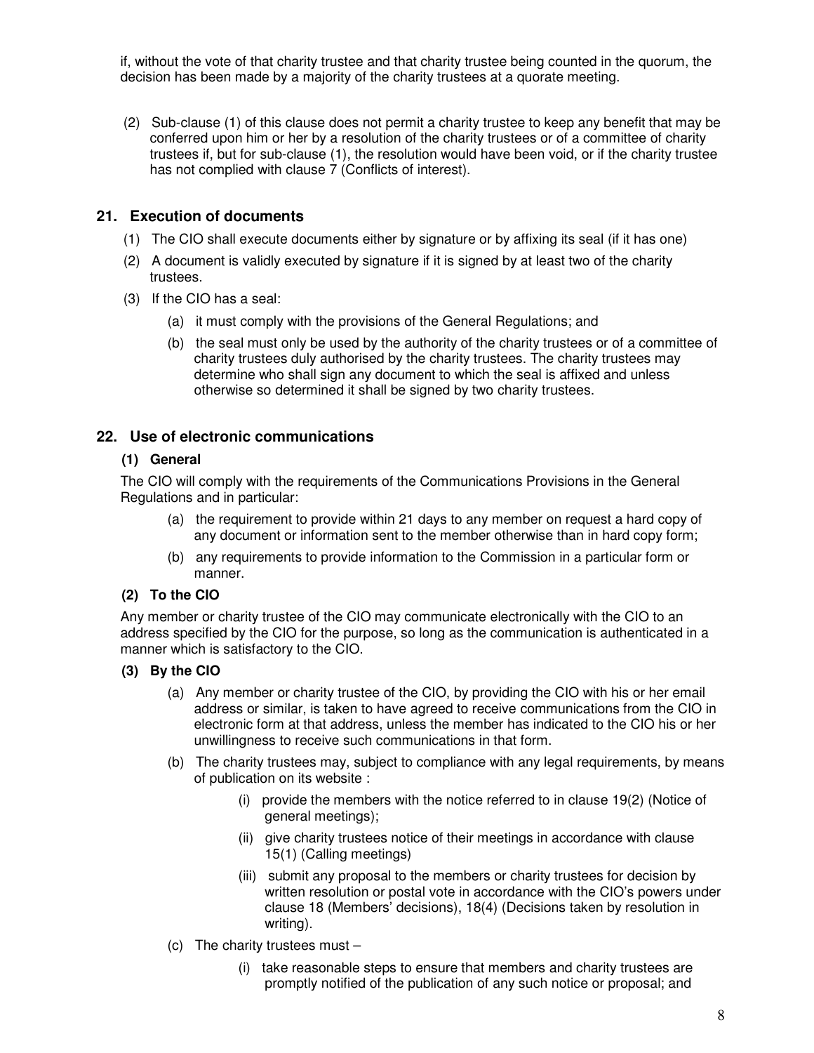if, without the vote of that charity trustee and that charity trustee being counted in the quorum, the decision has been made by a majority of the charity trustees at a quorate meeting.

(2) Sub-clause (1) of this clause does not permit a charity trustee to keep any benefit that may be conferred upon him or her by a resolution of the charity trustees or of a committee of charity trustees if, but for sub-clause (1), the resolution would have been void, or if the charity trustee has not complied with clause 7 (Conflicts of interest).

## 21. Execution of documents

(1) The CIO shall execute documents either by signature or by affixing its seal (if it has one)

(2) A document is validly executed by signature if it is signed by at least two of the charity trustees.

(3) If the CIO has a seal:

- (a) it must comply with the provisions of the General Regulations; and
- (b) the seal must only be used by the authority of the charity trustees or of a committee of charity trustees duly authorised by the charity trustees. The charity trustees may determine who shall sign any document to which the seal is affixed and unless otherwise so determined it shall be signed by two charity trustees.

## 22. Use of electronic communications

### (1) General

The CIO will comply with the requirements of the Communications Provisions in the General Regulations and in particular:

- (a) the requirement to provide within 21 days to any member on request a hard copy of any document or information sent to the member otherwise than in hard copy form;
- (b) any requirements to provide information to the Commission in a particular form or manner.

### (2) To the CIO

Any member or charity trustee of the CIO may communicate electronically with the CIO to an address specified by the CIO for the purpose, so long as the communication is authenticated in a manner which is satisfactory to the CIO.

### (3) By the CIO

- (a) Any member or charity trustee of the CIO, by providing the CIO with his or her email address or similar, is taken to have agreed to receive communications from the CIO in electronic form at that address, unless the member has indicated to the CIO his or her unwillingness to receive such communications in that form.
- (b) The charity trustees may, subject to compliance with any legal requirements, by means of publication on its website :
  - (i) provide the members with the notice referred to in clause 19(2) (Notice of general meetings);
  - (ii) give charity trustees notice of their meetings in accordance with clause 15(1) (Calling meetings)
  - (iii) submit any proposal to the members or charity trustees for decision by written resolution or postal vote in accordance with the CIO's powers under clause 18 (Members' decisions), 18(4) (Decisions taken by resolution in writing).
- (c) The charity trustees must –
  - (i) take reasonable steps to ensure that members and charity trustees are promptly notified of the publication of any such notice or proposal; and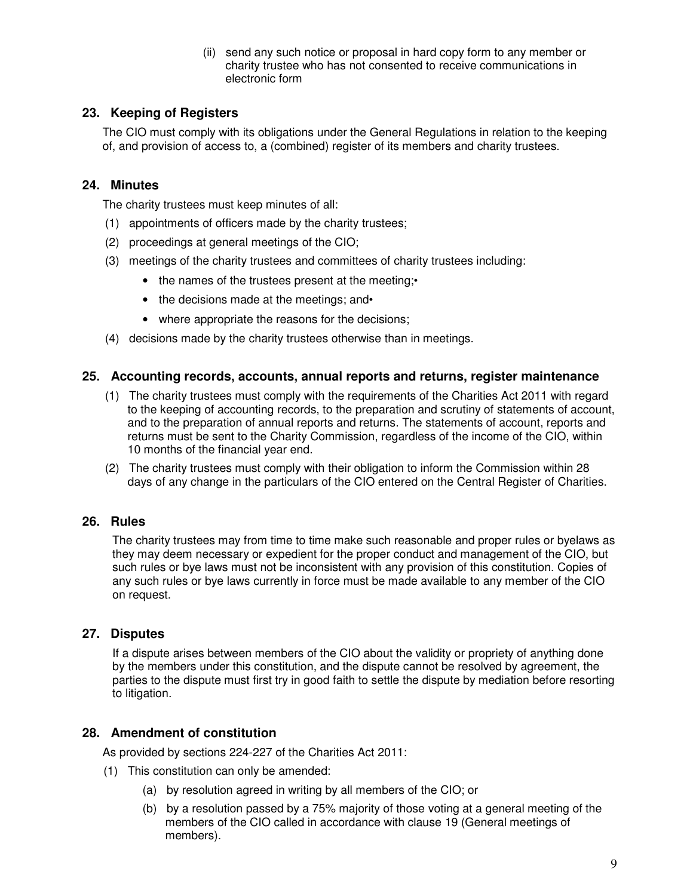(ii) send any such notice or proposal in hard copy form to any member or charity trustee who has not consented to receive communications in electronic form

## 23. Keeping of Registers

The CIO must comply with its obligations under the General Regulations in relation to the keeping of, and provision of access to, a (combined) register of its members and charity trustees.

## 24. Minutes

The charity trustees must keep minutes of all:

(1) appointments of officers made by the charity trustees;

(2) proceedings at general meetings of the CIO;

(3) meetings of the charity trustees and committees of charity trustees including:

- the names of the trustees present at the meeting;•
- the decisions made at the meetings; and•
- where appropriate the reasons for the decisions;

(4) decisions made by the charity trustees otherwise than in meetings.

## 25. Accounting records, accounts, annual reports and returns, register maintenance

(1) The charity trustees must comply with the requirements of the Charities Act 2011 with regard to the keeping of accounting records, to the preparation and scrutiny of statements of account, and to the preparation of annual reports and returns. The statements of account, reports and returns must be sent to the Charity Commission, regardless of the income of the CIO, within 10 months of the financial year end.

(2) The charity trustees must comply with their obligation to inform the Commission within 28 days of any change in the particulars of the CIO entered on the Central Register of Charities.

## 26. Rules

The charity trustees may from time to time make such reasonable and proper rules or byelaws as they may deem necessary or expedient for the proper conduct and management of the CIO, but such rules or bye laws must not be inconsistent with any provision of this constitution. Copies of any such rules or bye laws currently in force must be made available to any member of the CIO on request.

## 27. Disputes

If a dispute arises between members of the CIO about the validity or propriety of anything done by the members under this constitution, and the dispute cannot be resolved by agreement, the parties to the dispute must first try in good faith to settle the dispute by mediation before resorting to litigation.

## 28. Amendment of constitution

As provided by sections 224-227 of the Charities Act 2011:

(1) This constitution can only be amended:

(a) by resolution agreed in writing by all members of the CIO; or

(b) by a resolution passed by a 75% majority of those voting at a general meeting of the members of the CIO called in accordance with clause 19 (General meetings of members).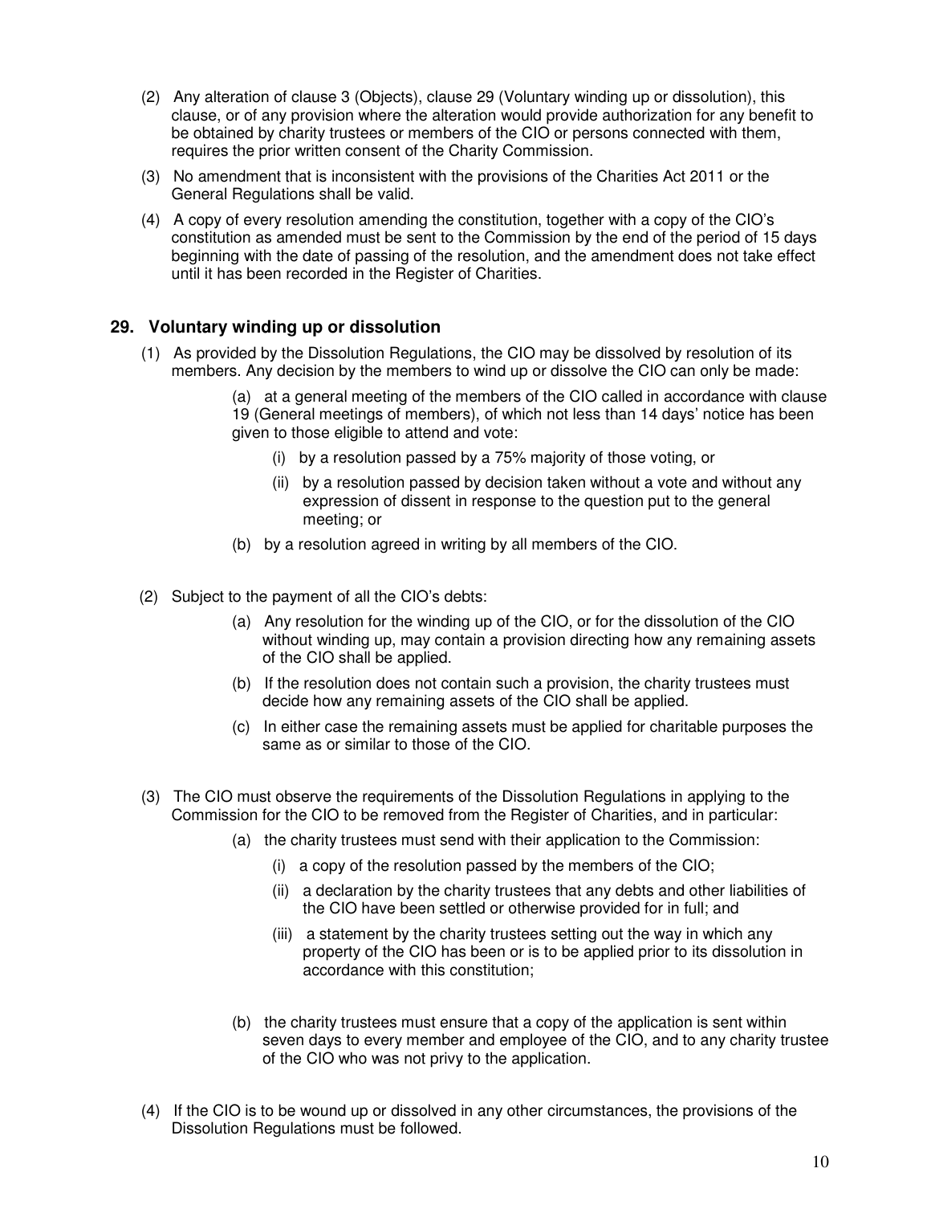(2) Any alteration of clause 3 (Objects), clause 29 (Voluntary winding up or dissolution), this clause, or of any provision where the alteration would provide authorization for any benefit to be obtained by charity trustees or members of the CIO or persons connected with them, requires the prior written consent of the Charity Commission.

(3) No amendment that is inconsistent with the provisions of the Charities Act 2011 or the General Regulations shall be valid.

(4) A copy of every resolution amending the constitution, together with a copy of the CIO's constitution as amended must be sent to the Commission by the end of the period of 15 days beginning with the date of passing of the resolution, and the amendment does not take effect until it has been recorded in the Register of Charities.

## 29. Voluntary winding up or dissolution

(1) As provided by the Dissolution Regulations, the CIO may be dissolved by resolution of its members. Any decision by the members to wind up or dissolve the CIO can only be made:

(a) at a general meeting of the members of the CIO called in accordance with clause 19 (General meetings of members), of which not less than 14 days' notice has been given to those eligible to attend and vote:

(i) by a resolution passed by a 75% majority of those voting, or

(ii) by a resolution passed by decision taken without a vote and without any expression of dissent in response to the question put to the general meeting; or

(b) by a resolution agreed in writing by all members of the CIO.

(2) Subject to the payment of all the CIO's debts:

(a) Any resolution for the winding up of the CIO, or for the dissolution of the CIO without winding up, may contain a provision directing how any remaining assets of the CIO shall be applied.

(b) If the resolution does not contain such a provision, the charity trustees must decide how any remaining assets of the CIO shall be applied.

(c) In either case the remaining assets must be applied for charitable purposes the same as or similar to those of the CIO.

(3) The CIO must observe the requirements of the Dissolution Regulations in applying to the Commission for the CIO to be removed from the Register of Charities, and in particular:

(a) the charity trustees must send with their application to the Commission:

(i) a copy of the resolution passed by the members of the CIO;

(ii) a declaration by the charity trustees that any debts and other liabilities of the CIO have been settled or otherwise provided for in full; and

(iii) a statement by the charity trustees setting out the way in which any property of the CIO has been or is to be applied prior to its dissolution in accordance with this constitution;

(b) the charity trustees must ensure that a copy of the application is sent within seven days to every member and employee of the CIO, and to any charity trustee of the CIO who was not privy to the application.

(4) If the CIO is to be wound up or dissolved in any other circumstances, the provisions of the Dissolution Regulations must be followed.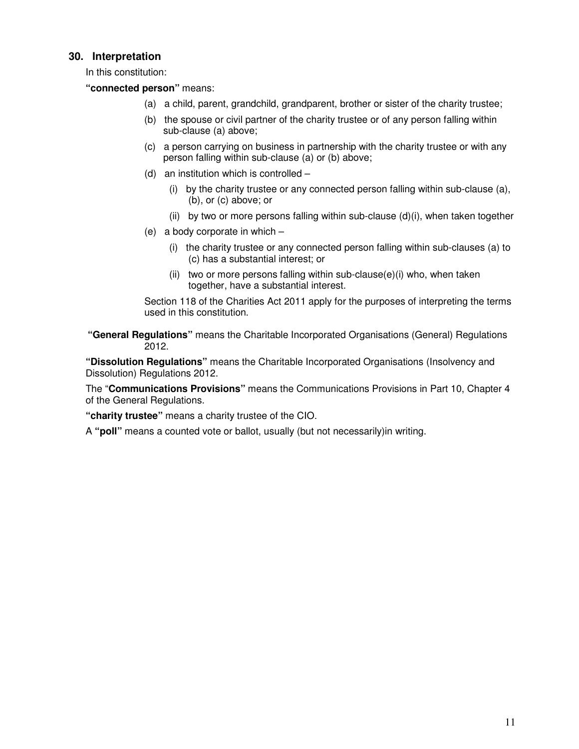## 30. Interpretation

In this constitution:

**"connected person"** means:

(a) a child, parent, grandchild, grandparent, brother or sister of the charity trustee;

(b) the spouse or civil partner of the charity trustee or of any person falling within sub-clause (a) above;

(c) a person carrying on business in partnership with the charity trustee or with any person falling within sub-clause (a) or (b) above;

(d) an institution which is controlled –

(i) by the charity trustee or any connected person falling within sub-clause (a), (b), or (c) above; or

(ii) by two or more persons falling within sub-clause (d)(i), when taken together

(e) a body corporate in which –

(i) the charity trustee or any connected person falling within sub-clauses (a) to (c) has a substantial interest; or

(ii) two or more persons falling within sub-clause(e)(i) who, when taken together, have a substantial interest.

Section 118 of the Charities Act 2011 apply for the purposes of interpreting the terms used in this constitution.

**"General Regulations"** means the Charitable Incorporated Organisations (General) Regulations 2012.

**"Dissolution Regulations"** means the Charitable Incorporated Organisations (Insolvency and Dissolution) Regulations 2012.

The "**Communications Provisions"** means the Communications Provisions in Part 10, Chapter 4 of the General Regulations.

**"charity trustee"** means a charity trustee of the CIO.

A **"poll"** means a counted vote or ballot, usually (but not necessarily)in writing.